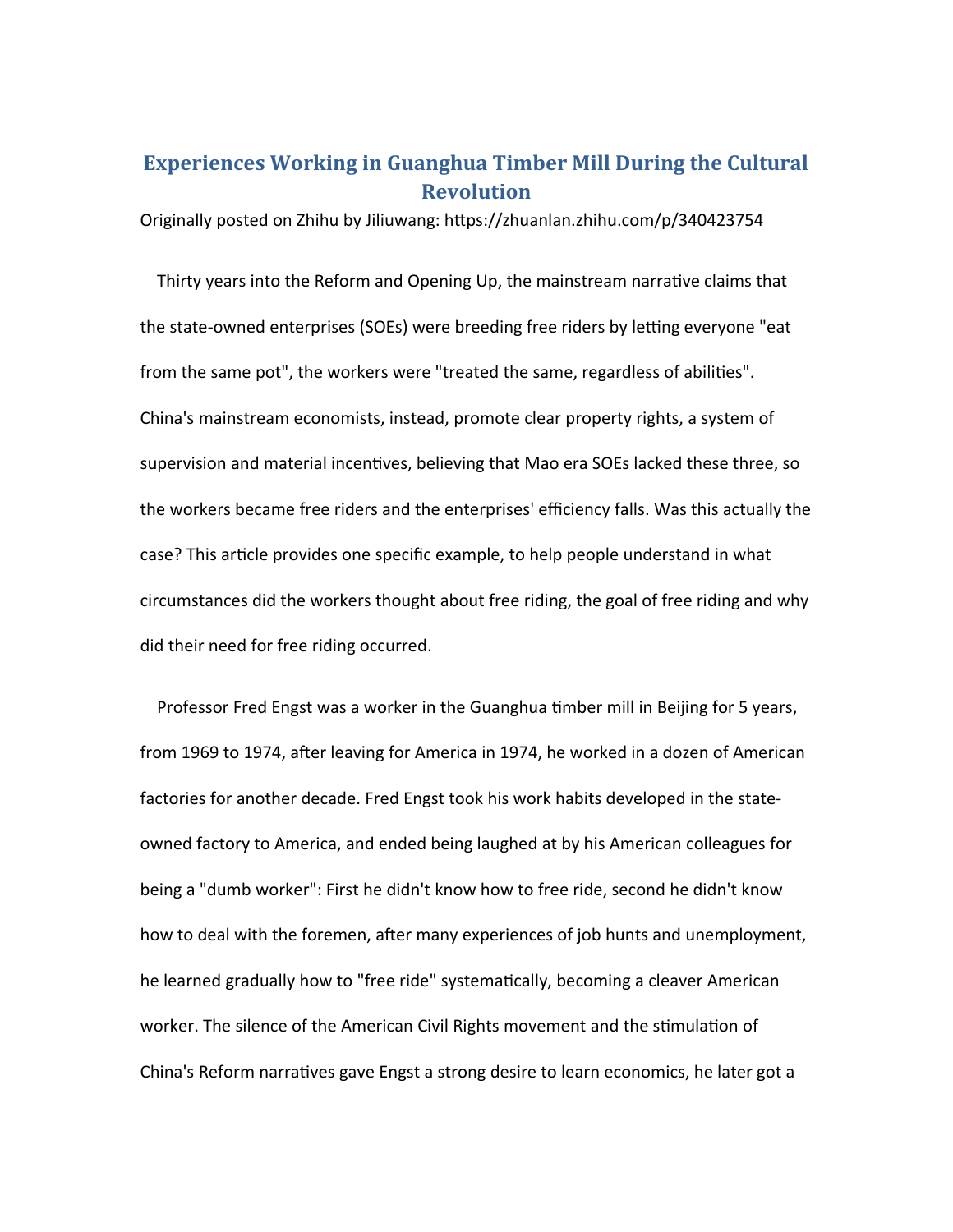# Experiences Working in Guanghua Timber Mill During the Cultural Revolution

Originally posted on Zhihu by Jiliuwang: https://zhuanlan.zhihu.com/p/340423754

Thirty years into the Reform and Opening Up, the mainstream narrative claims that the state-owned enterprises (SOEs) were breeding free riders by letting everyone "eat from the same pot", the workers were "treated the same, regardless of abilities". China's mainstream economists, instead, promote clear property rights, a system of supervision and material incentives, believing that Mao era SOEs lacked these three, so the workers became free riders and the enterprises' efficiency falls. Was this actually the case? This article provides one specific example, to help people understand in what circumstances did the workers thought about free riding, the goal of free riding and why did their need for free riding occurred.

Professor Fred Engst was a worker in the Guanghua timber mill in Beijing for 5 years, from 1969 to 1974, after leaving for America in 1974, he worked in a dozen of American factories for another decade. Fred Engst took his work habits developed in the state-owned factory to America, and ended being laughed at by his American colleagues for being a "dumb worker": First he didn't know how to free ride, second he didn't know how to deal with the foremen, after many experiences of job hunts and unemployment, he learned gradually how to "free ride" systematically, becoming a cleaver American worker. The silence of the American Civil Rights movement and the stimulation of China's Reform narratives gave Engst a strong desire to learn economics, he later got a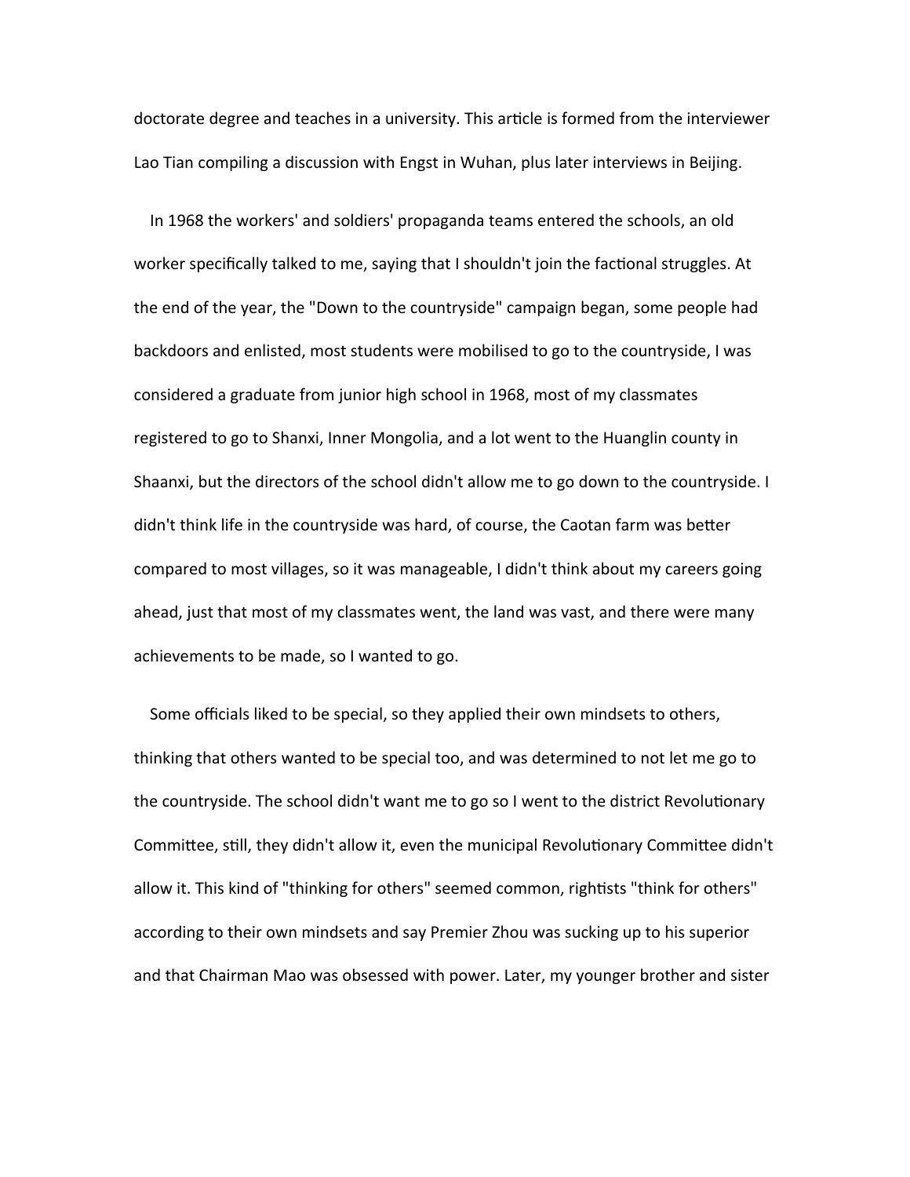doctorate degree and teaches in a university. This article is formed from the interviewer Lao Tian compiling a discussion with Engst in Wuhan, plus later interviews in Beijing.

In 1968 the workers' and soldiers' propaganda teams entered the schools, an old worker specifically talked to me, saying that I shouldn't join the factional struggles. At the end of the year, the "Down to the countryside" campaign began, some people had backdoors and enlisted, most students were mobilised to go to the countryside, I was considered a graduate from junior high school in 1968, most of my classmates registered to go to Shanxi, Inner Mongolia, and a lot went to the Huanglin county in Shaanxi, but the directors of the school didn't allow me to go down to the countryside. I didn't think life in the countryside was hard, of course, the Caotan farm was better compared to most villages, so it was manageable, I didn't think about my careers going ahead, just that most of my classmates went, the land was vast, and there were many achievements to be made, so I wanted to go.

Some officials liked to be special, so they applied their own mindsets to others, thinking that others wanted to be special too, and was determined to not let me go to the countryside. The school didn't want me to go so I went to the district Revolutionary Committee, still, they didn't allow it, even the municipal Revolutionary Committee didn't allow it. This kind of "thinking for others" seemed common, rightists "think for others" according to their own mindsets and say Premier Zhou was sucking up to his superior and that Chairman Mao was obsessed with power. Later, my younger brother and sister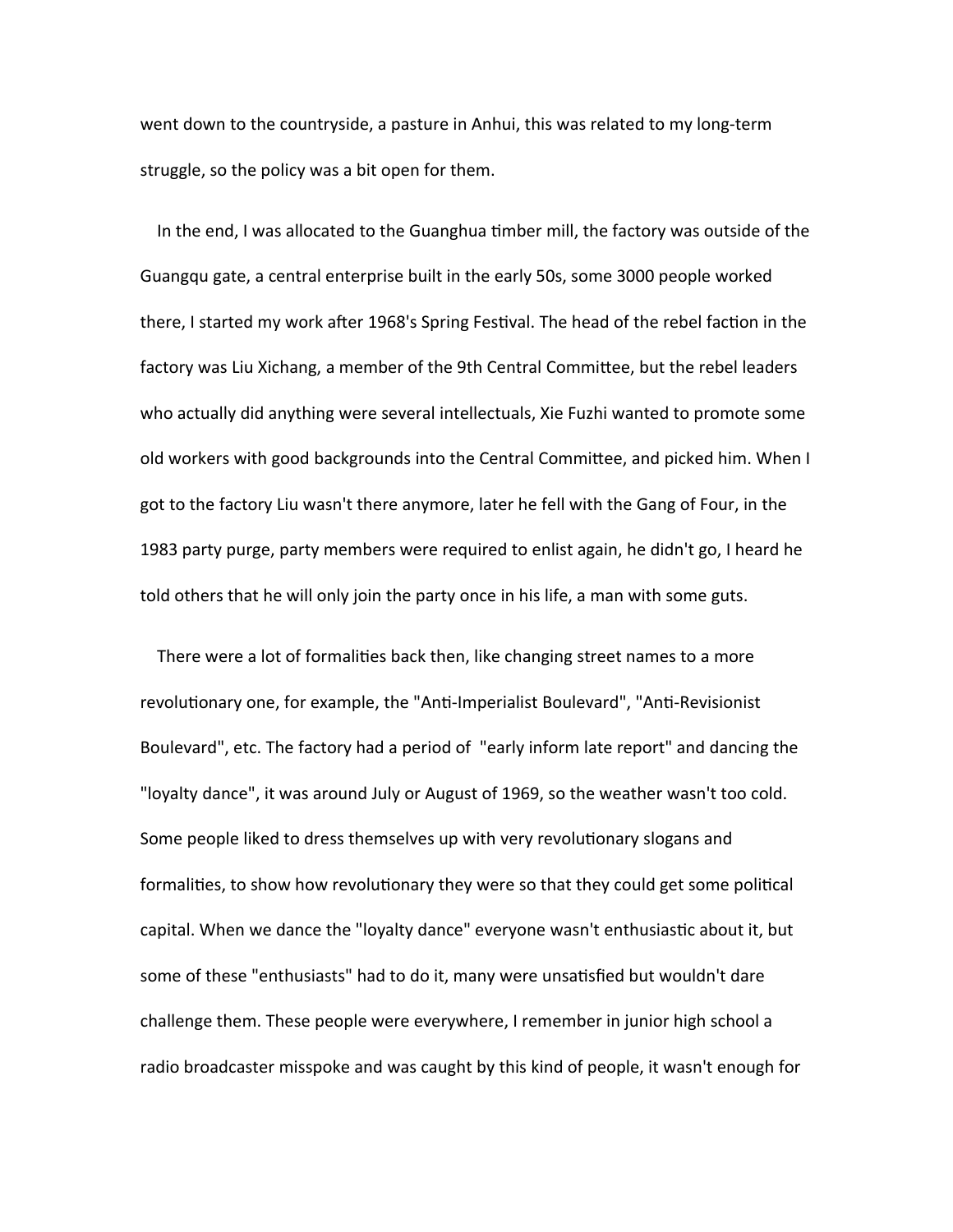went down to the countryside, a pasture in Anhui, this was related to my long-term struggle, so the policy was a bit open for them.

In the end, I was allocated to the Guanghua timber mill, the factory was outside of the Guangqu gate, a central enterprise built in the early 50s, some 3000 people worked there, I started my work after 1968's Spring Festival. The head of the rebel faction in the factory was Liu Xichang, a member of the 9th Central Committee, but the rebel leaders who actually did anything were several intellectuals, Xie Fuzhi wanted to promote some old workers with good backgrounds into the Central Committee, and picked him. When I got to the factory Liu wasn't there anymore, later he fell with the Gang of Four, in the 1983 party purge, party members were required to enlist again, he didn't go, I heard he told others that he will only join the party once in his life, a man with some guts.

There were a lot of formalities back then, like changing street names to a more revolutionary one, for example, the "Anti-Imperialist Boulevard", "Anti-Revisionist Boulevard", etc. The factory had a period of "early inform late report" and dancing the "loyalty dance", it was around July or August of 1969, so the weather wasn't too cold. Some people liked to dress themselves up with very revolutionary slogans and formalities, to show how revolutionary they were so that they could get some political capital. When we dance the "loyalty dance" everyone wasn't enthusiastic about it, but some of these "enthusiasts" had to do it, many were unsatisfied but wouldn't dare challenge them. These people were everywhere, I remember in junior high school a radio broadcaster misspoke and was caught by this kind of people, it wasn't enough for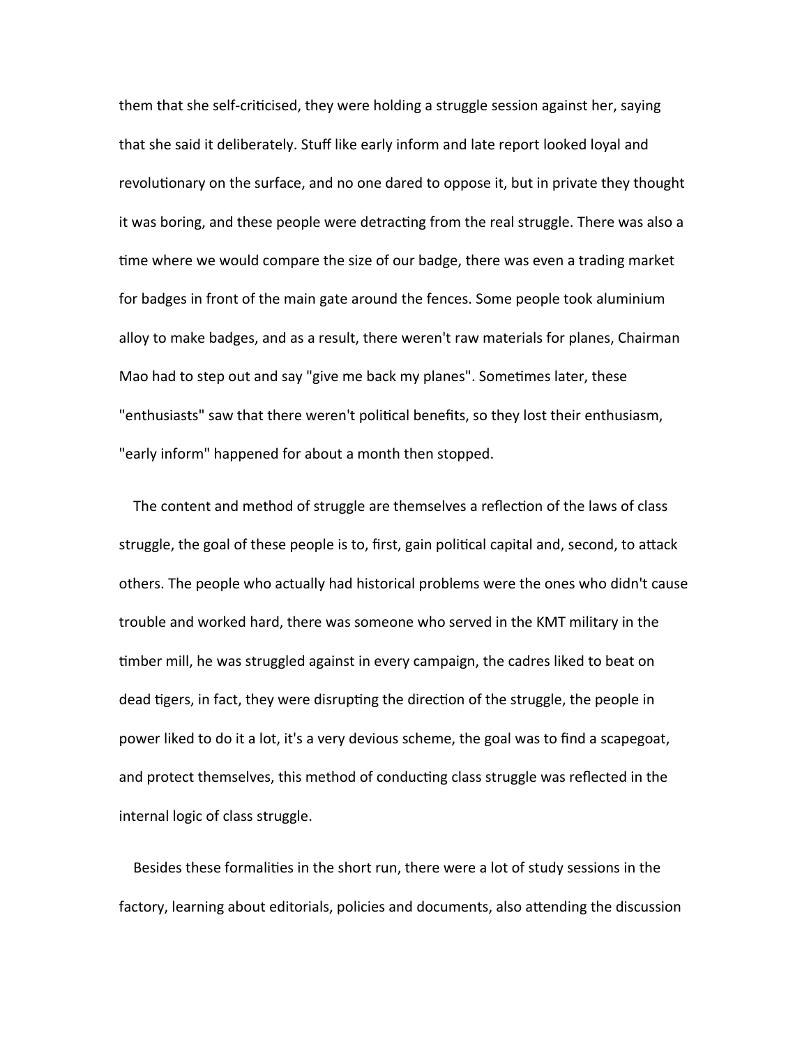them that she self-criticised, they were holding a struggle session against her, saying that she said it deliberately. Stuff like early inform and late report looked loyal and revolutionary on the surface, and no one dared to oppose it, but in private they thought it was boring, and these people were detracting from the real struggle. There was also a time where we would compare the size of our badge, there was even a trading market for badges in front of the main gate around the fences. Some people took aluminium alloy to make badges, and as a result, there weren't raw materials for planes, Chairman Mao had to step out and say "give me back my planes". Sometimes later, these "enthusiasts" saw that there weren't political benefits, so they lost their enthusiasm, "early inform" happened for about a month then stopped.

The content and method of struggle are themselves a reflection of the laws of class struggle, the goal of these people is to, first, gain political capital and, second, to attack others. The people who actually had historical problems were the ones who didn't cause trouble and worked hard, there was someone who served in the KMT military in the timber mill, he was struggled against in every campaign, the cadres liked to beat on dead tigers, in fact, they were disrupting the direction of the struggle, the people in power liked to do it a lot, it's a very devious scheme, the goal was to find a scapegoat, and protect themselves, this method of conducting class struggle was reflected in the internal logic of class struggle.

Besides these formalities in the short run, there were a lot of study sessions in the factory, learning about editorials, policies and documents, also attending the discussion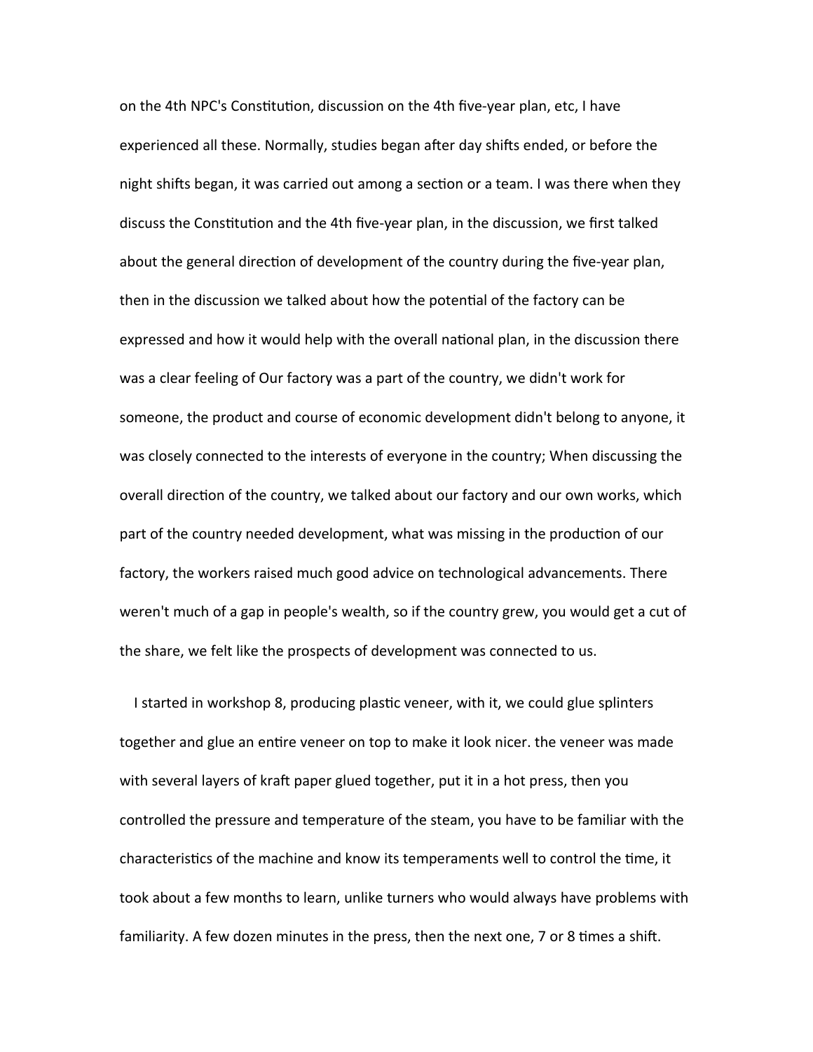on the 4th NPC's Constitution, discussion on the 4th five-year plan, etc, I have experienced all these. Normally, studies began after day shifts ended, or before the night shifts began, it was carried out among a section or a team. I was there when they discuss the Constitution and the 4th five-year plan, in the discussion, we first talked about the general direction of development of the country during the five-year plan, then in the discussion we talked about how the potential of the factory can be expressed and how it would help with the overall national plan, in the discussion there was a clear feeling of Our factory was a part of the country, we didn't work for someone, the product and course of economic development didn't belong to anyone, it was closely connected to the interests of everyone in the country; When discussing the overall direction of the country, we talked about our factory and our own works, which part of the country needed development, what was missing in the production of our factory, the workers raised much good advice on technological advancements. There weren't much of a gap in people's wealth, so if the country grew, you would get a cut of the share, we felt like the prospects of development was connected to us.

I started in workshop 8, producing plastic veneer, with it, we could glue splinters together and glue an entire veneer on top to make it look nicer. the veneer was made with several layers of kraft paper glued together, put it in a hot press, then you controlled the pressure and temperature of the steam, you have to be familiar with the characteristics of the machine and know its temperaments well to control the time, it took about a few months to learn, unlike turners who would always have problems with familiarity. A few dozen minutes in the press, then the next one, 7 or 8 times a shift.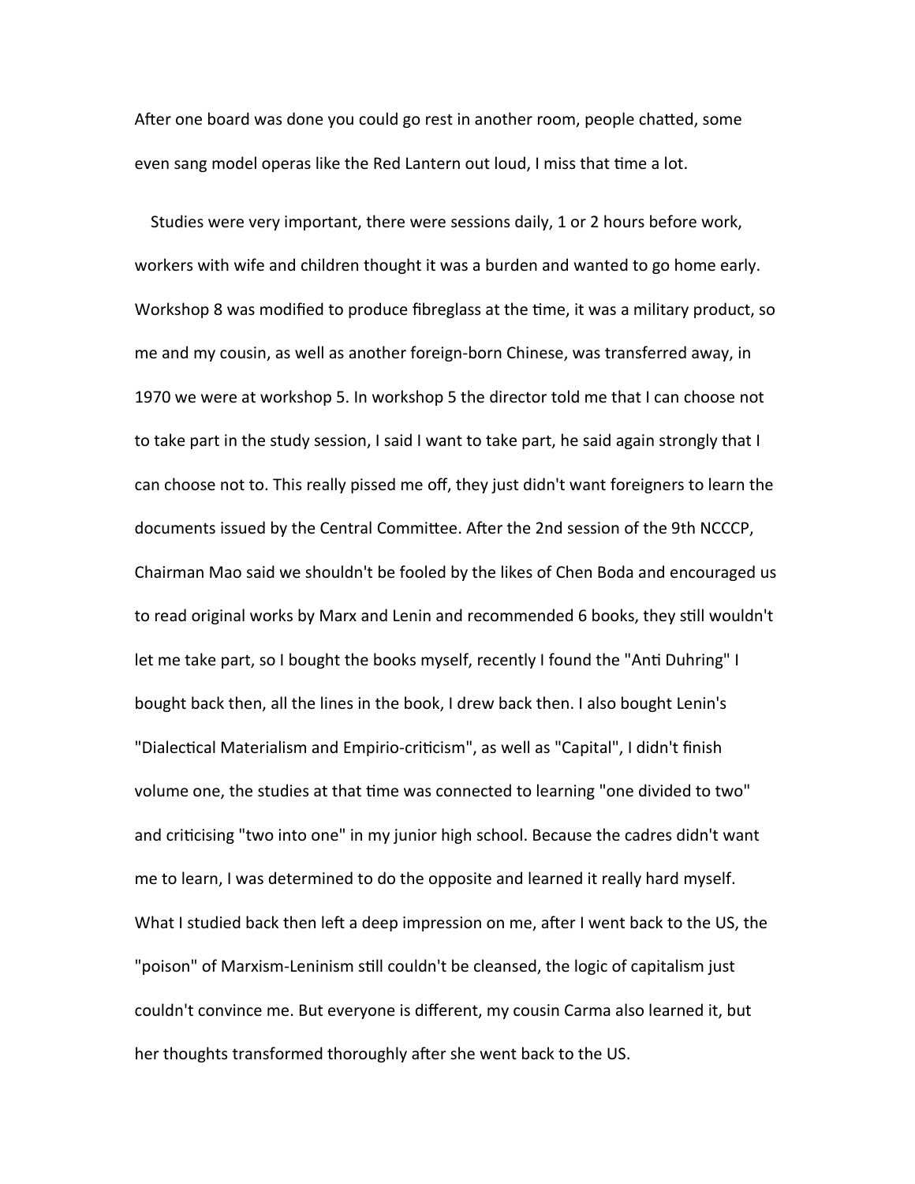After one board was done you could go rest in another room, people chatted, some even sang model operas like the Red Lantern out loud, I miss that time a lot.

Studies were very important, there were sessions daily, 1 or 2 hours before work, workers with wife and children thought it was a burden and wanted to go home early. Workshop 8 was modified to produce fibreglass at the time, it was a military product, so me and my cousin, as well as another foreign-born Chinese, was transferred away, in 1970 we were at workshop 5. In workshop 5 the director told me that I can choose not to take part in the study session, I said I want to take part, he said again strongly that I can choose not to. This really pissed me off, they just didn't want foreigners to learn the documents issued by the Central Committee. After the 2nd session of the 9th NCCCP, Chairman Mao said we shouldn't be fooled by the likes of Chen Boda and encouraged us to read original works by Marx and Lenin and recommended 6 books, they still wouldn't let me take part, so I bought the books myself, recently I found the "Anti Duhring" I bought back then, all the lines in the book, I drew back then. I also bought Lenin's "Dialectical Materialism and Empirio-criticism", as well as "Capital", I didn't finish volume one, the studies at that time was connected to learning "one divided to two" and criticising "two into one" in my junior high school. Because the cadres didn't want me to learn, I was determined to do the opposite and learned it really hard myself. What I studied back then left a deep impression on me, after I went back to the US, the "poison" of Marxism-Leninism still couldn't be cleansed, the logic of capitalism just couldn't convince me. But everyone is different, my cousin Carma also learned it, but her thoughts transformed thoroughly after she went back to the US.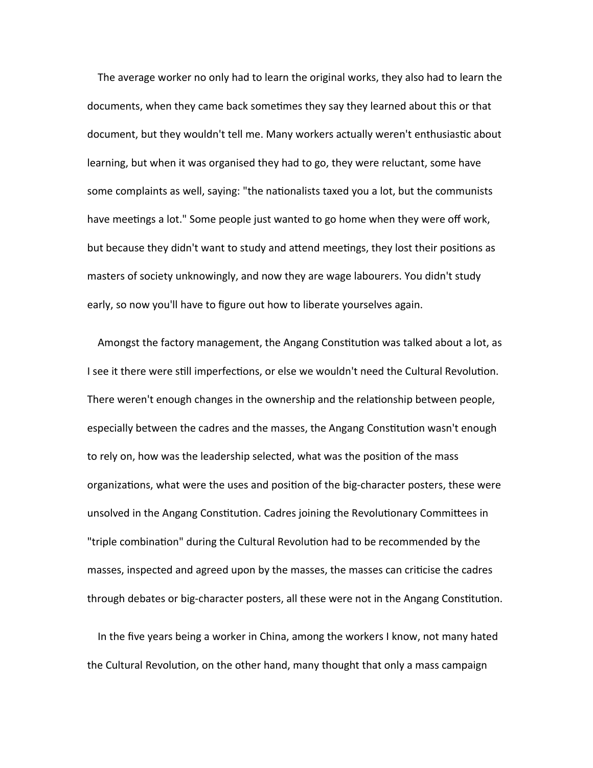The average worker no only had to learn the original works, they also had to learn the documents, when they came back sometimes they say they learned about this or that document, but they wouldn't tell me. Many workers actually weren't enthusiastic about learning, but when it was organised they had to go, they were reluctant, some have some complaints as well, saying: "the nationalists taxed you a lot, but the communists have meetings a lot." Some people just wanted to go home when they were off work, but because they didn't want to study and attend meetings, they lost their positions as masters of society unknowingly, and now they are wage labourers. You didn't study early, so now you'll have to figure out how to liberate yourselves again.

Amongst the factory management, the Angang Constitution was talked about a lot, as I see it there were still imperfections, or else we wouldn't need the Cultural Revolution. There weren't enough changes in the ownership and the relationship between people, especially between the cadres and the masses, the Angang Constitution wasn't enough to rely on, how was the leadership selected, what was the position of the mass organizations, what were the uses and position of the big-character posters, these were unsolved in the Angang Constitution. Cadres joining the Revolutionary Committees in "triple combination" during the Cultural Revolution had to be recommended by the masses, inspected and agreed upon by the masses, the masses can criticise the cadres through debates or big-character posters, all these were not in the Angang Constitution.

In the five years being a worker in China, among the workers I know, not many hated the Cultural Revolution, on the other hand, many thought that only a mass campaign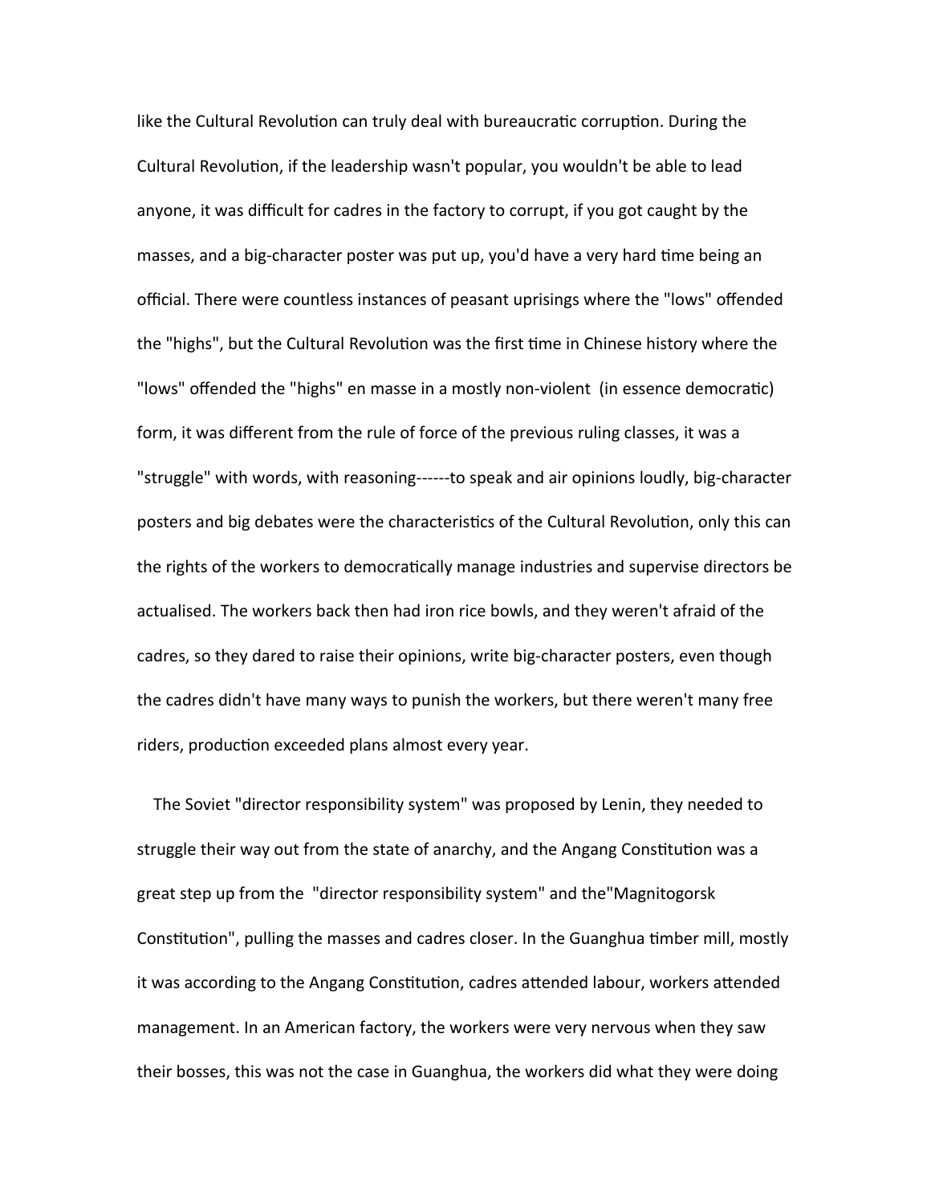like the Cultural Revolution can truly deal with bureaucratic corruption. During the Cultural Revolution, if the leadership wasn't popular, you wouldn't be able to lead anyone, it was difficult for cadres in the factory to corrupt, if you got caught by the masses, and a big-character poster was put up, you'd have a very hard time being an official. There were countless instances of peasant uprisings where the "lows" offended the "highs", but the Cultural Revolution was the first time in Chinese history where the "lows" offended the "highs" en masse in a mostly non-violent (in essence democratic) form, it was different from the rule of force of the previous ruling classes, it was a "struggle" with words, with reasoning------to speak and air opinions loudly, big-character posters and big debates were the characteristics of the Cultural Revolution, only this can the rights of the workers to democratically manage industries and supervise directors be actualised. The workers back then had iron rice bowls, and they weren't afraid of the cadres, so they dared to raise their opinions, write big-character posters, even though the cadres didn't have many ways to punish the workers, but there weren't many free riders, production exceeded plans almost every year.

The Soviet "director responsibility system" was proposed by Lenin, they needed to struggle their way out from the state of anarchy, and the Angang Constitution was a great step up from the "director responsibility system" and the"Magnitogorsk Constitution", pulling the masses and cadres closer. In the Guanghua timber mill, mostly it was according to the Angang Constitution, cadres attended labour, workers attended management. In an American factory, the workers were very nervous when they saw their bosses, this was not the case in Guanghua, the workers did what they were doing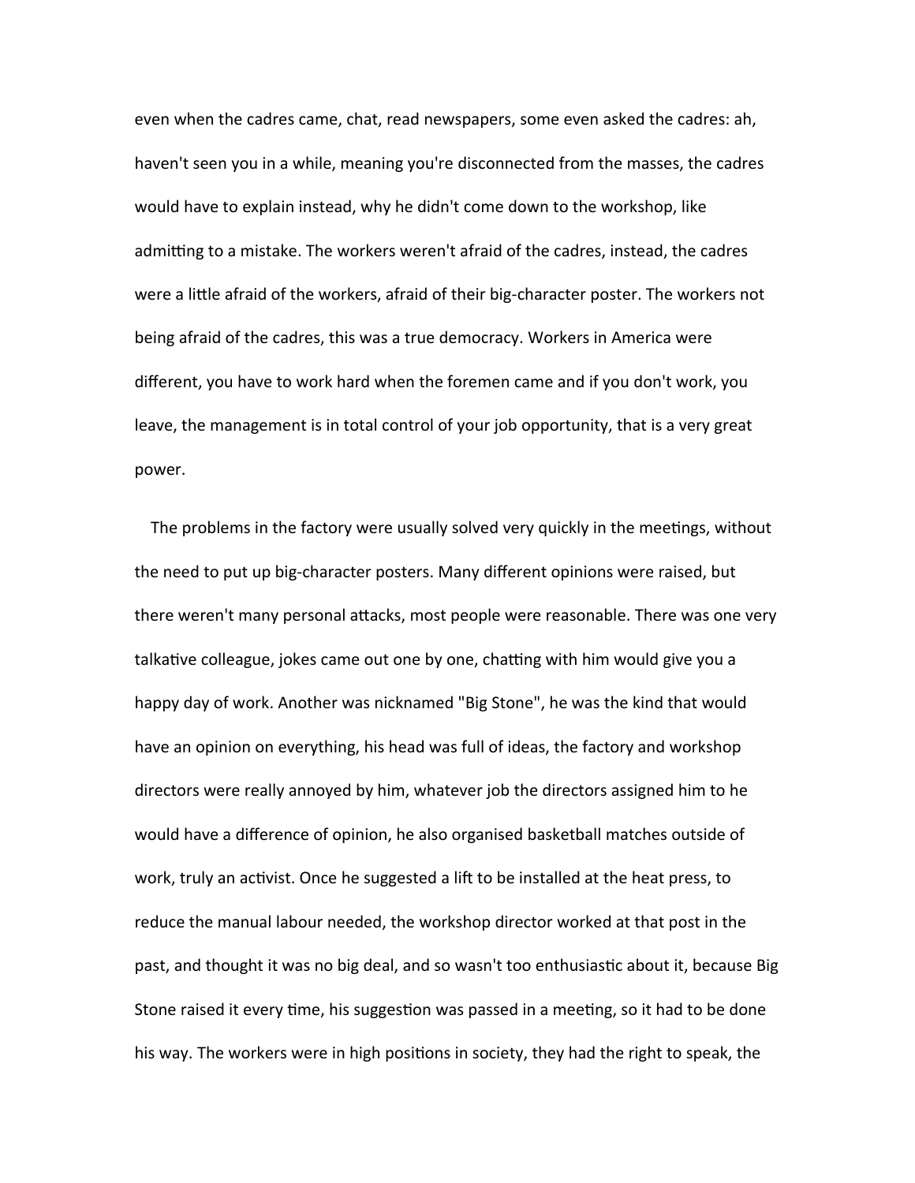even when the cadres came, chat, read newspapers, some even asked the cadres: ah, haven't seen you in a while, meaning you're disconnected from the masses, the cadres would have to explain instead, why he didn't come down to the workshop, like admitting to a mistake. The workers weren't afraid of the cadres, instead, the cadres were a little afraid of the workers, afraid of their big-character poster. The workers not being afraid of the cadres, this was a true democracy. Workers in America were different, you have to work hard when the foremen came and if you don't work, you leave, the management is in total control of your job opportunity, that is a very great power.

The problems in the factory were usually solved very quickly in the meetings, without the need to put up big-character posters. Many different opinions were raised, but there weren't many personal attacks, most people were reasonable. There was one very talkative colleague, jokes came out one by one, chatting with him would give you a happy day of work. Another was nicknamed "Big Stone", he was the kind that would have an opinion on everything, his head was full of ideas, the factory and workshop directors were really annoyed by him, whatever job the directors assigned him to he would have a difference of opinion, he also organised basketball matches outside of work, truly an activist. Once he suggested a lift to be installed at the heat press, to reduce the manual labour needed, the workshop director worked at that post in the past, and thought it was no big deal, and so wasn't too enthusiastic about it, because Big Stone raised it every time, his suggestion was passed in a meeting, so it had to be done his way. The workers were in high positions in society, they had the right to speak, the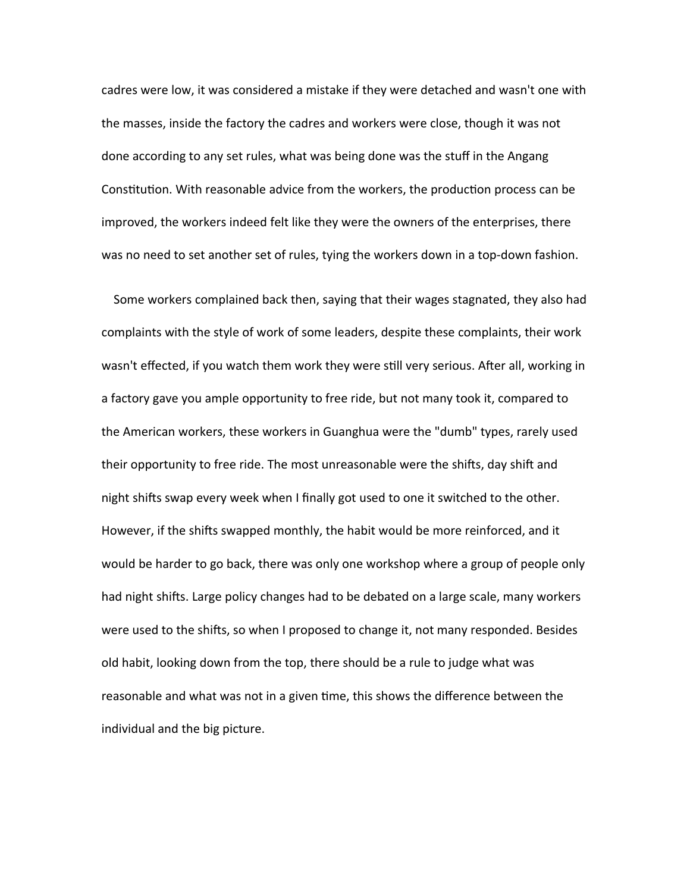cadres were low, it was considered a mistake if they were detached and wasn't one with the masses, inside the factory the cadres and workers were close, though it was not done according to any set rules, what was being done was the stuff in the Angang Constitution. With reasonable advice from the workers, the production process can be improved, the workers indeed felt like they were the owners of the enterprises, there was no need to set another set of rules, tying the workers down in a top-down fashion.

Some workers complained back then, saying that their wages stagnated, they also had complaints with the style of work of some leaders, despite these complaints, their work wasn't effected, if you watch them work they were still very serious. After all, working in a factory gave you ample opportunity to free ride, but not many took it, compared to the American workers, these workers in Guanghua were the "dumb" types, rarely used their opportunity to free ride. The most unreasonable were the shifts, day shift and night shifts swap every week when I finally got used to one it switched to the other. However, if the shifts swapped monthly, the habit would be more reinforced, and it would be harder to go back, there was only one workshop where a group of people only had night shifts. Large policy changes had to be debated on a large scale, many workers were used to the shifts, so when I proposed to change it, not many responded. Besides old habit, looking down from the top, there should be a rule to judge what was reasonable and what was not in a given time, this shows the difference between the individual and the big picture.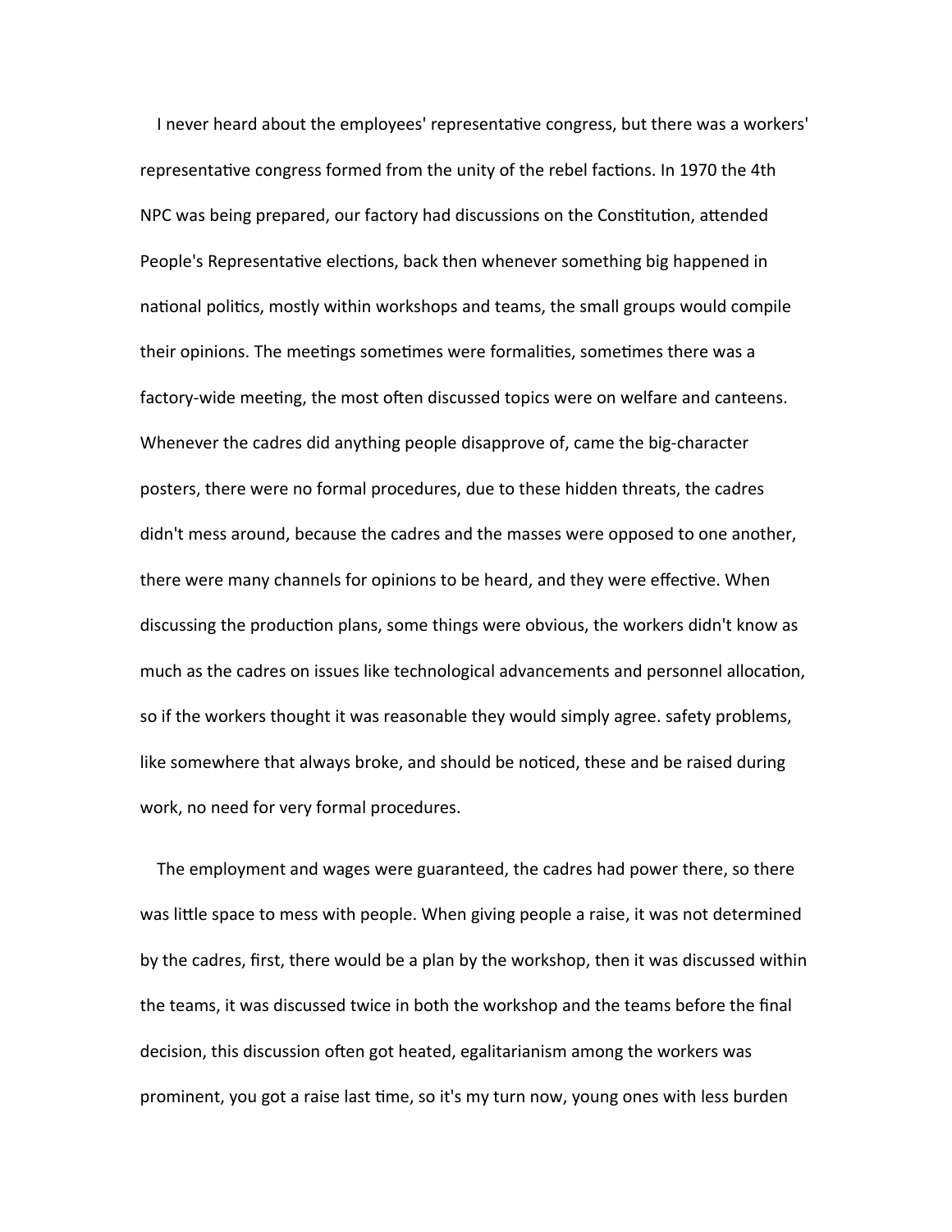I never heard about the employees' representative congress, but there was a workers' representative congress formed from the unity of the rebel factions. In 1970 the 4th NPC was being prepared, our factory had discussions on the Constitution, attended People's Representative elections, back then whenever something big happened in national politics, mostly within workshops and teams, the small groups would compile their opinions. The meetings sometimes were formalities, sometimes there was a factory-wide meeting, the most often discussed topics were on welfare and canteens. Whenever the cadres did anything people disapprove of, came the big-character posters, there were no formal procedures, due to these hidden threats, the cadres didn't mess around, because the cadres and the masses were opposed to one another, there were many channels for opinions to be heard, and they were effective. When discussing the production plans, some things were obvious, the workers didn't know as much as the cadres on issues like technological advancements and personnel allocation, so if the workers thought it was reasonable they would simply agree. safety problems, like somewhere that always broke, and should be noticed, these and be raised during work, no need for very formal procedures.

The employment and wages were guaranteed, the cadres had power there, so there was little space to mess with people. When giving people a raise, it was not determined by the cadres, first, there would be a plan by the workshop, then it was discussed within the teams, it was discussed twice in both the workshop and the teams before the final decision, this discussion often got heated, egalitarianism among the workers was prominent, you got a raise last time, so it's my turn now, young ones with less burden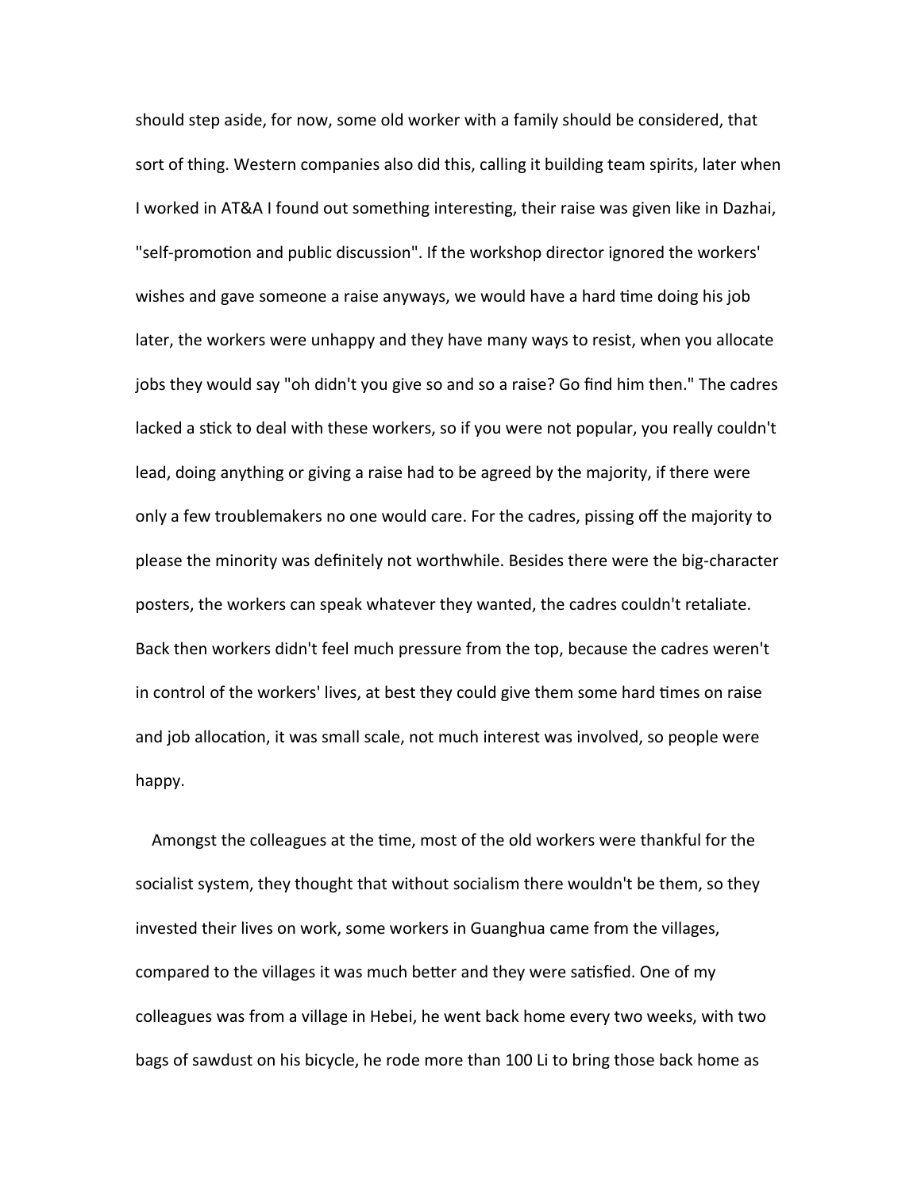should step aside, for now, some old worker with a family should be considered, that sort of thing. Western companies also did this, calling it building team spirits, later when I worked in AT&A I found out something interesting, their raise was given like in Dazhai, "self-promotion and public discussion". If the workshop director ignored the workers' wishes and gave someone a raise anyways, we would have a hard time doing his job later, the workers were unhappy and they have many ways to resist, when you allocate jobs they would say "oh didn't you give so and so a raise? Go find him then." The cadres lacked a stick to deal with these workers, so if you were not popular, you really couldn't lead, doing anything or giving a raise had to be agreed by the majority, if there were only a few troublemakers no one would care. For the cadres, pissing off the majority to please the minority was definitely not worthwhile. Besides there were the big-character posters, the workers can speak whatever they wanted, the cadres couldn't retaliate. Back then workers didn't feel much pressure from the top, because the cadres weren't in control of the workers' lives, at best they could give them some hard times on raise and job allocation, it was small scale, not much interest was involved, so people were happy.

Amongst the colleagues at the time, most of the old workers were thankful for the socialist system, they thought that without socialism there wouldn't be them, so they invested their lives on work, some workers in Guanghua came from the villages, compared to the villages it was much better and they were satisfied. One of my colleagues was from a village in Hebei, he went back home every two weeks, with two bags of sawdust on his bicycle, he rode more than 100 Li to bring those back home as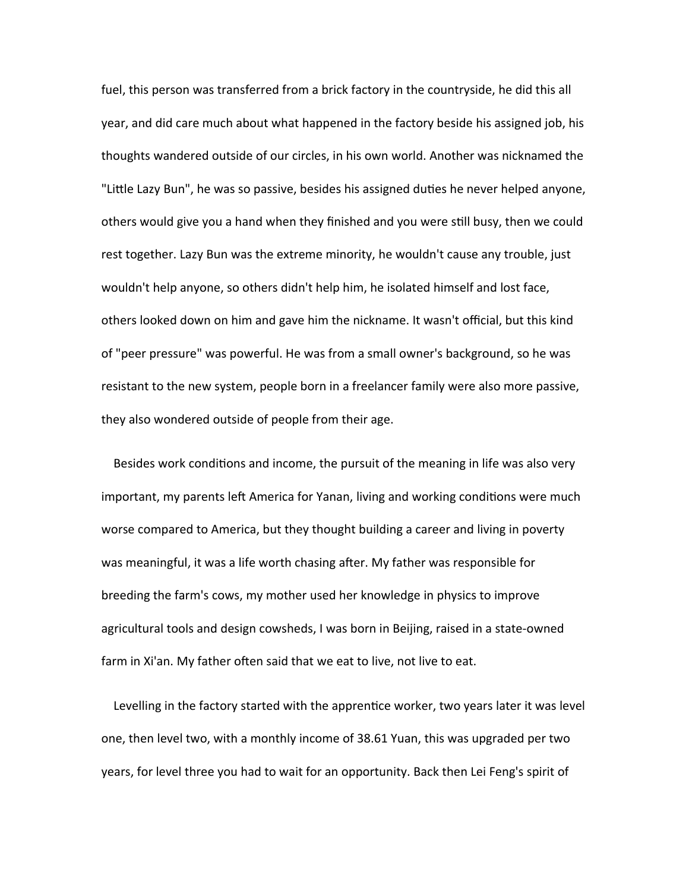fuel, this person was transferred from a brick factory in the countryside, he did this all year, and did care much about what happened in the factory beside his assigned job, his thoughts wandered outside of our circles, in his own world. Another was nicknamed the "Little Lazy Bun", he was so passive, besides his assigned duties he never helped anyone, others would give you a hand when they finished and you were still busy, then we could rest together. Lazy Bun was the extreme minority, he wouldn't cause any trouble, just wouldn't help anyone, so others didn't help him, he isolated himself and lost face, others looked down on him and gave him the nickname. It wasn't official, but this kind of "peer pressure" was powerful. He was from a small owner's background, so he was resistant to the new system, people born in a freelancer family were also more passive, they also wondered outside of people from their age.

Besides work conditions and income, the pursuit of the meaning in life was also very important, my parents left America for Yanan, living and working conditions were much worse compared to America, but they thought building a career and living in poverty was meaningful, it was a life worth chasing after. My father was responsible for breeding the farm's cows, my mother used her knowledge in physics to improve agricultural tools and design cowsheds, I was born in Beijing, raised in a state-owned farm in Xi'an. My father often said that we eat to live, not live to eat.

Levelling in the factory started with the apprentice worker, two years later it was level one, then level two, with a monthly income of 38.61 Yuan, this was upgraded per two years, for level three you had to wait for an opportunity. Back then Lei Feng's spirit of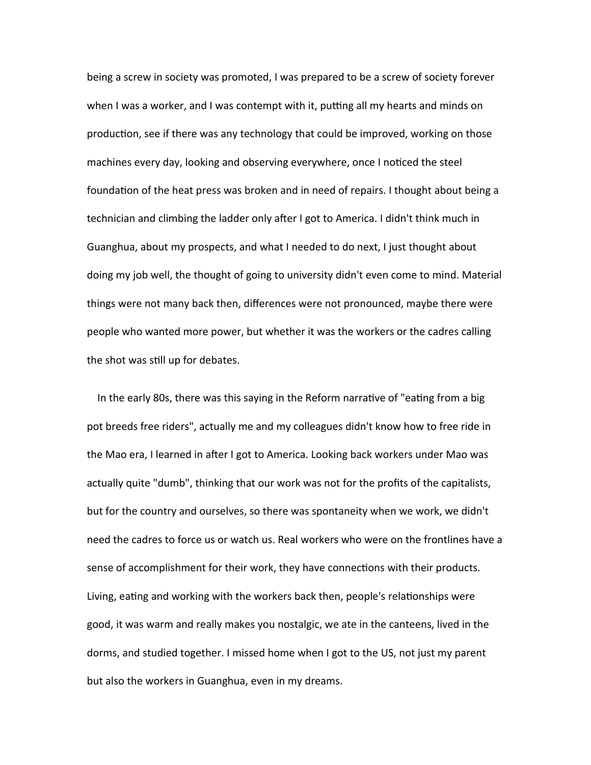being a screw in society was promoted, I was prepared to be a screw of society forever when I was a worker, and I was contempt with it, putting all my hearts and minds on production, see if there was any technology that could be improved, working on those machines every day, looking and observing everywhere, once I noticed the steel foundation of the heat press was broken and in need of repairs. I thought about being a technician and climbing the ladder only after I got to America. I didn't think much in Guanghua, about my prospects, and what I needed to do next, I just thought about doing my job well, the thought of going to university didn't even come to mind. Material things were not many back then, differences were not pronounced, maybe there were people who wanted more power, but whether it was the workers or the cadres calling the shot was still up for debates.

In the early 80s, there was this saying in the Reform narrative of "eating from a big pot breeds free riders", actually me and my colleagues didn't know how to free ride in the Mao era, I learned in after I got to America. Looking back workers under Mao was actually quite "dumb", thinking that our work was not for the profits of the capitalists, but for the country and ourselves, so there was spontaneity when we work, we didn't need the cadres to force us or watch us. Real workers who were on the frontlines have a sense of accomplishment for their work, they have connections with their products. Living, eating and working with the workers back then, people's relationships were good, it was warm and really makes you nostalgic, we ate in the canteens, lived in the dorms, and studied together. I missed home when I got to the US, not just my parent but also the workers in Guanghua, even in my dreams.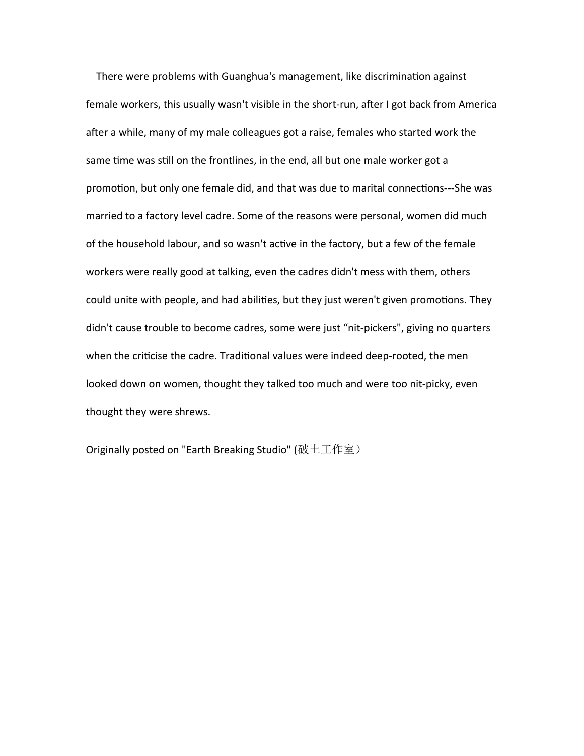There were problems with Guanghua's management, like discrimination against female workers, this usually wasn't visible in the short-run, after I got back from America after a while, many of my male colleagues got a raise, females who started work the same time was still on the frontlines, in the end, all but one male worker got a promotion, but only one female did, and that was due to marital connections---She was married to a factory level cadre. Some of the reasons were personal, women did much of the household labour, and so wasn't active in the factory, but a few of the female workers were really good at talking, even the cadres didn't mess with them, others could unite with people, and had abilities, but they just weren't given promotions. They didn't cause trouble to become cadres, some were just “nit-pickers", giving no quarters when the criticise the cadre. Traditional values were indeed deep-rooted, the men looked down on women, thought they talked too much and were too nit-picky, even thought they were shrews.

Originally posted on "Earth Breaking Studio" (破土工作室）